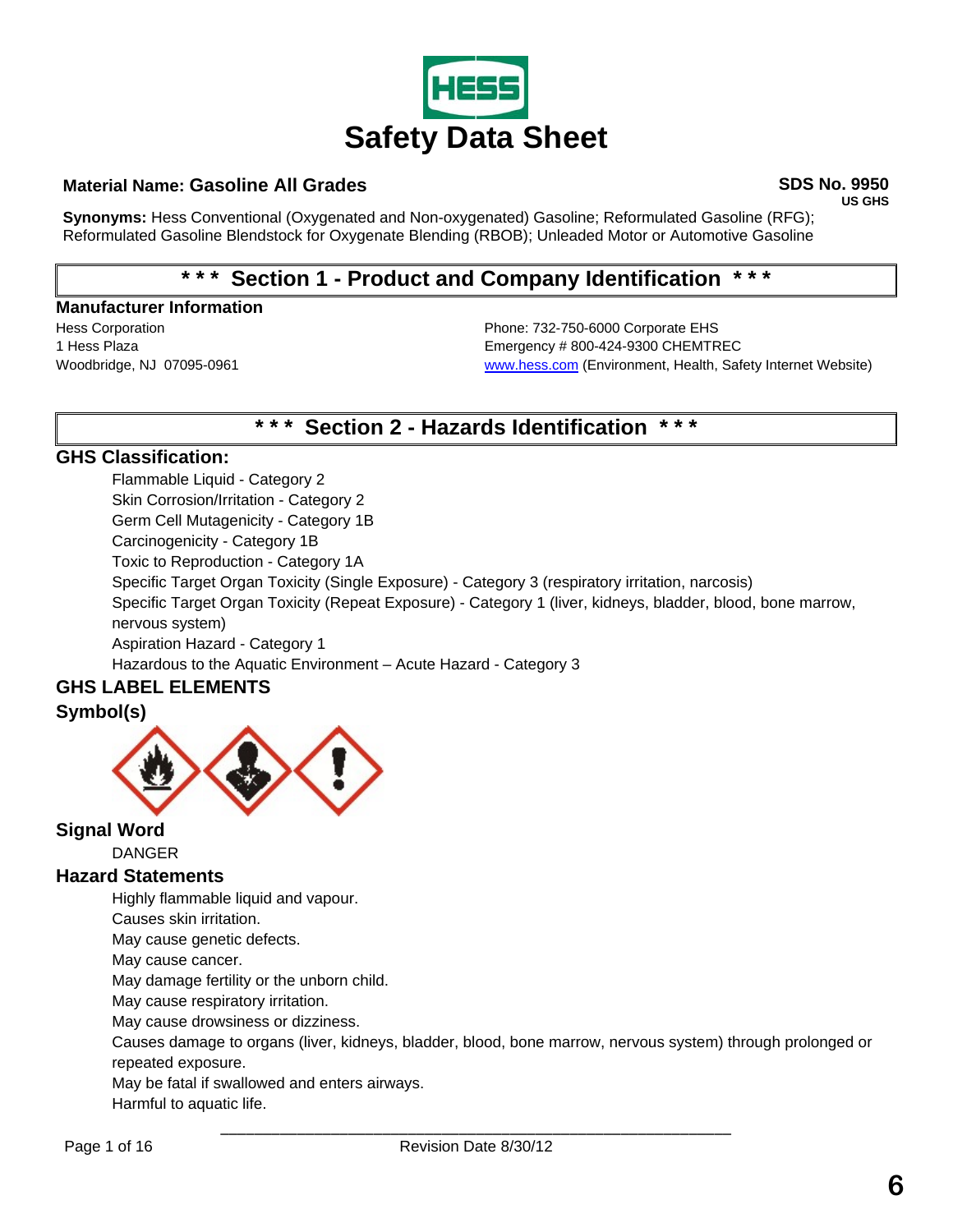# Safety Data Sheet

**Material Name: Gasoline All Grades**

**SDS No. 9950**
**US GHS**

**Synonyms:** Hess Conventional (Oxygenated and Non-oxygenated) Gasoline; Reformulated Gasoline (RFG); Reformulated Gasoline Blendstock for Oxygenate Blending (RBOB); Unleaded Motor or Automotive Gasoline

## * * * Section 1 - Product and Company Identification * * *

### Manufacturer Information

Hess Corporation
1 Hess Plaza
Woodbridge, NJ 07095-0961

Phone: 732-750-6000 Corporate EHS
Emergency # 800-424-9300 CHEMTREC
www.hess.com (Environment, Health, Safety Internet Website)

## * * * Section 2 - Hazards Identification * * *

### GHS Classification:

Flammable Liquid - Category 2
Skin Corrosion/Irritation - Category 2
Germ Cell Mutagenicity - Category 1B
Carcinogenicity - Category 1B
Toxic to Reproduction - Category 1A
Specific Target Organ Toxicity (Single Exposure) - Category 3 (respiratory irritation, narcosis)
Specific Target Organ Toxicity (Repeat Exposure) - Category 1 (liver, kidneys, bladder, blood, bone marrow, nervous system)
Aspiration Hazard - Category 1
Hazardous to the Aquatic Environment – Acute Hazard - Category 3

### GHS LABEL ELEMENTS

### Symbol(s)

### Signal Word

DANGER

### Hazard Statements

Highly flammable liquid and vapour.
Causes skin irritation.
May cause genetic defects.
May cause cancer.
May damage fertility or the unborn child.
May cause respiratory irritation.
May cause drowsiness or dizziness.
Causes damage to organs (liver, kidneys, bladder, blood, bone marrow, nervous system) through prolonged or repeated exposure.
May be fatal if swallowed and enters airways.
Harmful to aquatic life.

Revision Date 8/30/12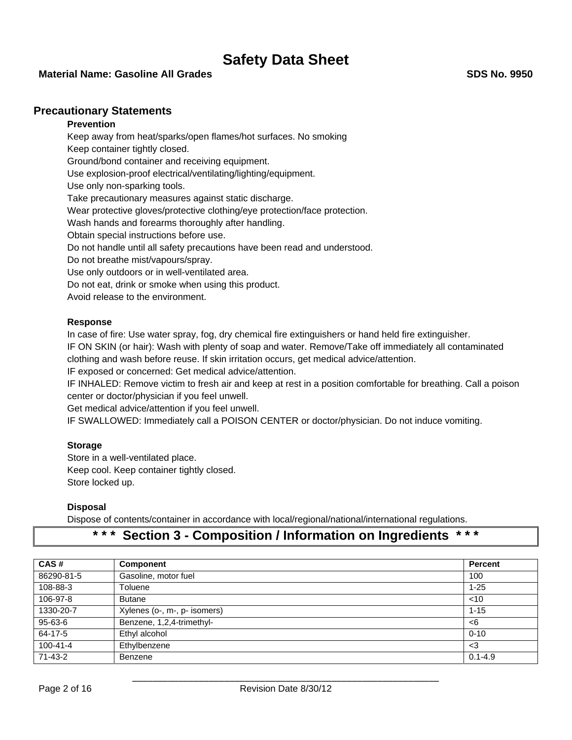## Precautionary Statements

### Prevention

Keep away from heat/sparks/open flames/hot surfaces. No smoking
Keep container tightly closed.
Ground/bond container and receiving equipment.
Use explosion-proof electrical/ventilating/lighting/equipment.
Use only non-sparking tools.
Take precautionary measures against static discharge.
Wear protective gloves/protective clothing/eye protection/face protection.
Wash hands and forearms thoroughly after handling.
Obtain special instructions before use.
Do not handle until all safety precautions have been read and understood.
Do not breathe mist/vapours/spray.
Use only outdoors or in well-ventilated area.
Do not eat, drink or smoke when using this product.
Avoid release to the environment.

### Response

In case of fire: Use water spray, fog, dry chemical fire extinguishers or hand held fire extinguisher.
IF ON SKIN (or hair): Wash with plenty of soap and water. Remove/Take off immediately all contaminated clothing and wash before reuse. If skin irritation occurs, get medical advice/attention.
IF exposed or concerned: Get medical advice/attention.
IF INHALED: Remove victim to fresh air and keep at rest in a position comfortable for breathing. Call a poison center or doctor/physician if you feel unwell.
Get medical advice/attention if you feel unwell.
IF SWALLOWED: Immediately call a POISON CENTER or doctor/physician. Do not induce vomiting.

### Storage

Store in a well-ventilated place.
Keep cool. Keep container tightly closed.
Store locked up.

### Disposal

Dispose of contents/container in accordance with local/regional/national/international regulations.

## * * * Section 3 - Composition / Information on Ingredients * * *

| CAS # | Component | Percent |
|---|---|---|
| 86290-81-5 | Gasoline, motor fuel | 100 |
| 108-88-3 | Toluene | 1-25 |
| 106-97-8 | Butane | <10 |
| 1330-20-7 | Xylenes (o-, m-, p- isomers) | 1-15 |
| 95-63-6 | Benzene, 1,2,4-trimethyl- | <6 |
| 64-17-5 | Ethyl alcohol | 0-10 |
| 100-41-4 | Ethylbenzene | <3 |
| 71-43-2 | Benzene | 0.1-4.9 |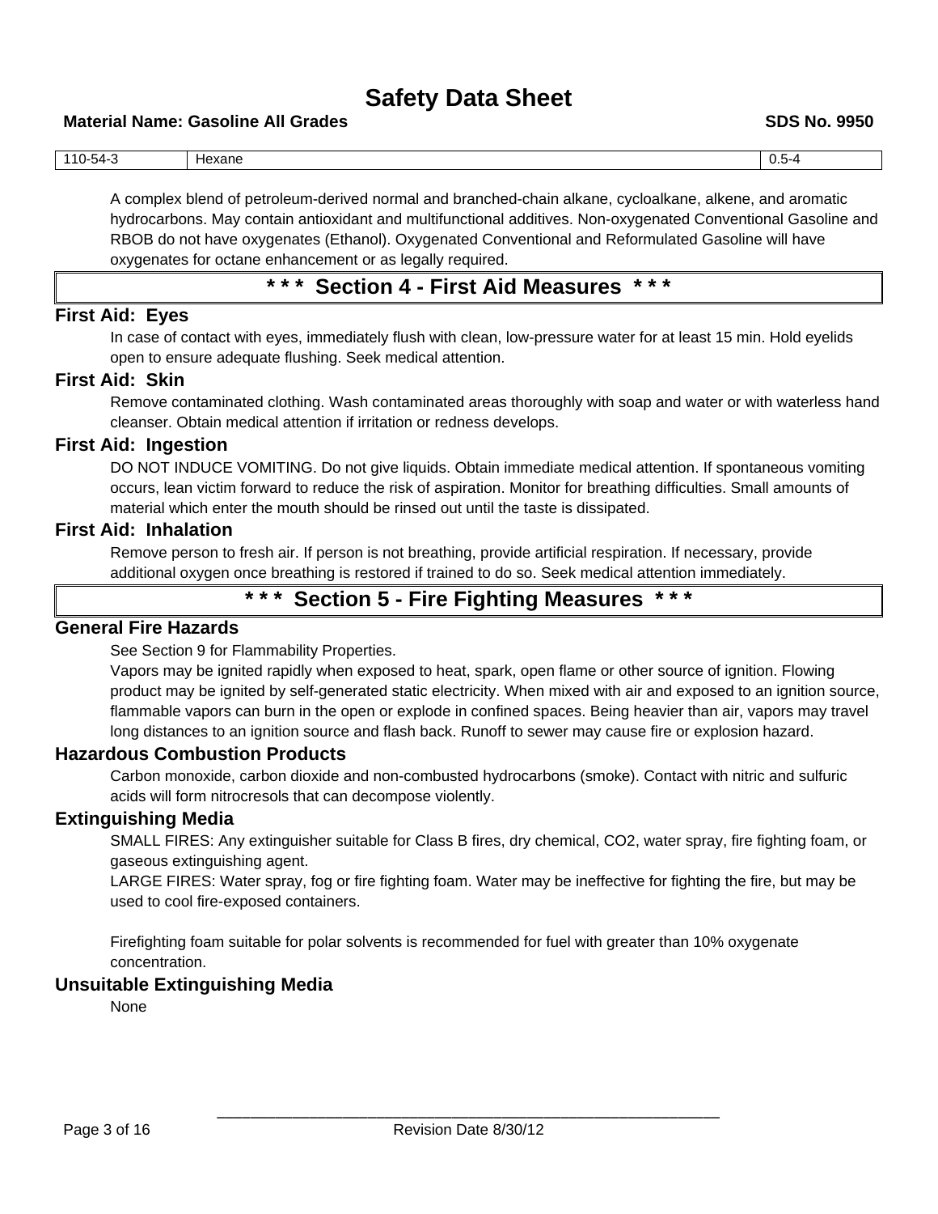| 110-54-3 | Hexane | 0.5-4 |
|---|---|---|

A complex blend of petroleum-derived normal and branched-chain alkane, cycloalkane, alkene, and aromatic hydrocarbons. May contain antioxidant and multifunctional additives. Non-oxygenated Conventional Gasoline and RBOB do not have oxygenates (Ethanol). Oxygenated Conventional and Reformulated Gasoline will have oxygenates for octane enhancement or as legally required.

## * * * Section 4 - First Aid Measures * * *

### First Aid: Eyes

In case of contact with eyes, immediately flush with clean, low-pressure water for at least 15 min. Hold eyelids open to ensure adequate flushing. Seek medical attention.

### First Aid: Skin

Remove contaminated clothing. Wash contaminated areas thoroughly with soap and water or with waterless hand cleanser. Obtain medical attention if irritation or redness develops.

### First Aid: Ingestion

DO NOT INDUCE VOMITING. Do not give liquids. Obtain immediate medical attention. If spontaneous vomiting occurs, lean victim forward to reduce the risk of aspiration. Monitor for breathing difficulties. Small amounts of material which enter the mouth should be rinsed out until the taste is dissipated.

### First Aid: Inhalation

Remove person to fresh air. If person is not breathing, provide artificial respiration. If necessary, provide additional oxygen once breathing is restored if trained to do so. Seek medical attention immediately.

## * * * Section 5 - Fire Fighting Measures * * *

### General Fire Hazards

See Section 9 for Flammability Properties.

Vapors may be ignited rapidly when exposed to heat, spark, open flame or other source of ignition. Flowing product may be ignited by self-generated static electricity. When mixed with air and exposed to an ignition source, flammable vapors can burn in the open or explode in confined spaces. Being heavier than air, vapors may travel long distances to an ignition source and flash back. Runoff to sewer may cause fire or explosion hazard.

### Hazardous Combustion Products

Carbon monoxide, carbon dioxide and non-combusted hydrocarbons (smoke). Contact with nitric and sulfuric acids will form nitrocresols that can decompose violently.

### Extinguishing Media

SMALL FIRES: Any extinguisher suitable for Class B fires, dry chemical, CO2, water spray, fire fighting foam, or gaseous extinguishing agent.

LARGE FIRES: Water spray, fog or fire fighting foam. Water may be ineffective for fighting the fire, but may be used to cool fire-exposed containers.

Firefighting foam suitable for polar solvents is recommended for fuel with greater than 10% oxygenate concentration.

### Unsuitable Extinguishing Media

None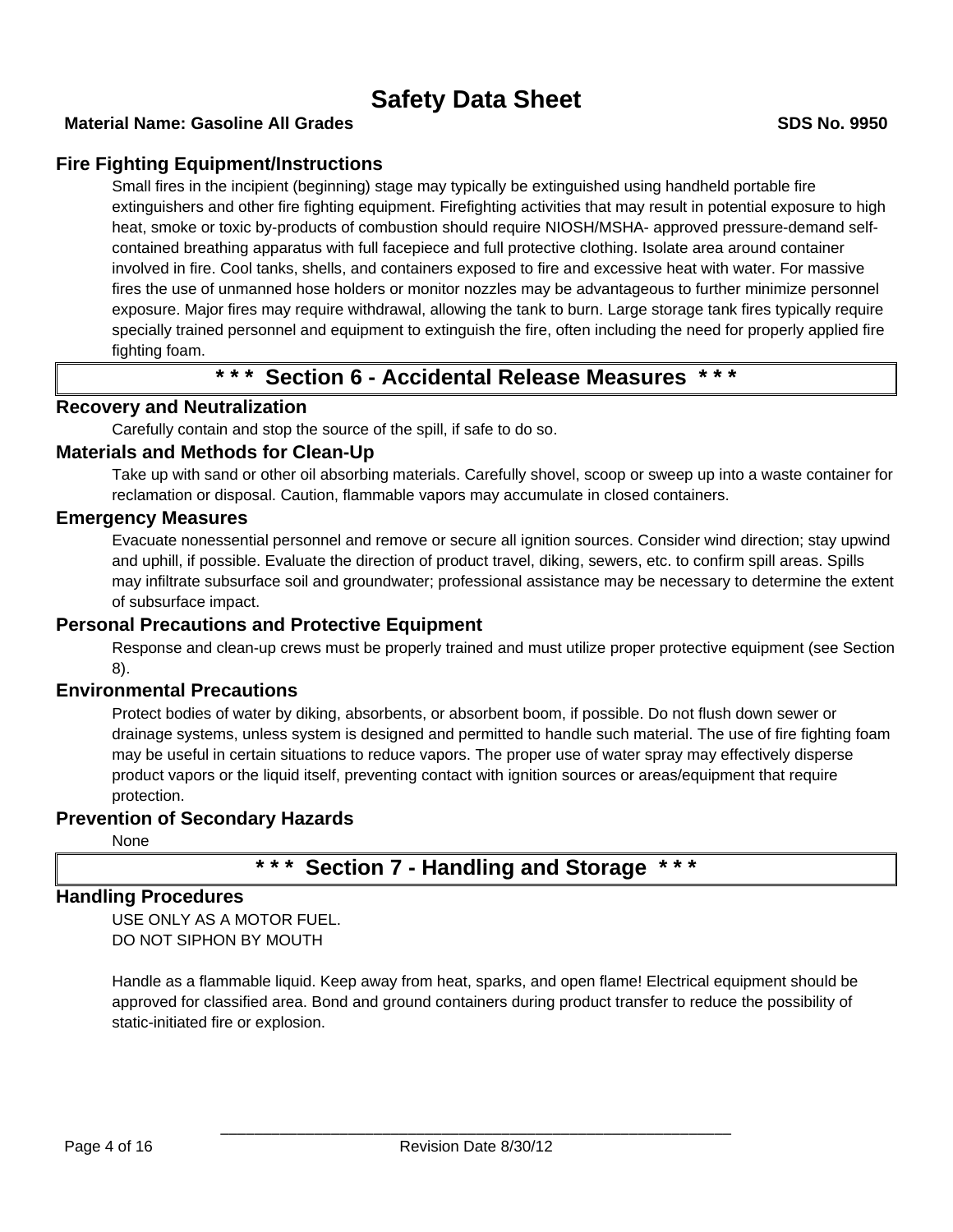### Fire Fighting Equipment/Instructions

Small fires in the incipient (beginning) stage may typically be extinguished using handheld portable fire extinguishers and other fire fighting equipment. Firefighting activities that may result in potential exposure to high heat, smoke or toxic by-products of combustion should require NIOSH/MSHA- approved pressure-demand self-contained breathing apparatus with full facepiece and full protective clothing. Isolate area around container involved in fire. Cool tanks, shells, and containers exposed to fire and excessive heat with water. For massive fires the use of unmanned hose holders or monitor nozzles may be advantageous to further minimize personnel exposure. Major fires may require withdrawal, allowing the tank to burn. Large storage tank fires typically require specially trained personnel and equipment to extinguish the fire, often including the need for properly applied fire fighting foam.

## * * * Section 6 - Accidental Release Measures * * *

### Recovery and Neutralization

Carefully contain and stop the source of the spill, if safe to do so.

### Materials and Methods for Clean-Up

Take up with sand or other oil absorbing materials. Carefully shovel, scoop or sweep up into a waste container for reclamation or disposal. Caution, flammable vapors may accumulate in closed containers.

### Emergency Measures

Evacuate nonessential personnel and remove or secure all ignition sources. Consider wind direction; stay upwind and uphill, if possible. Evaluate the direction of product travel, diking, sewers, etc. to confirm spill areas. Spills may infiltrate subsurface soil and groundwater; professional assistance may be necessary to determine the extent of subsurface impact.

### Personal Precautions and Protective Equipment

Response and clean-up crews must be properly trained and must utilize proper protective equipment (see Section 8).

### Environmental Precautions

Protect bodies of water by diking, absorbents, or absorbent boom, if possible. Do not flush down sewer or drainage systems, unless system is designed and permitted to handle such material. The use of fire fighting foam may be useful in certain situations to reduce vapors. The proper use of water spray may effectively disperse product vapors or the liquid itself, preventing contact with ignition sources or areas/equipment that require protection.

### Prevention of Secondary Hazards

None

## * * * Section 7 - Handling and Storage * * *

### Handling Procedures

USE ONLY AS A MOTOR FUEL.
DO NOT SIPHON BY MOUTH

Handle as a flammable liquid. Keep away from heat, sparks, and open flame! Electrical equipment should be approved for classified area. Bond and ground containers during product transfer to reduce the possibility of static-initiated fire or explosion.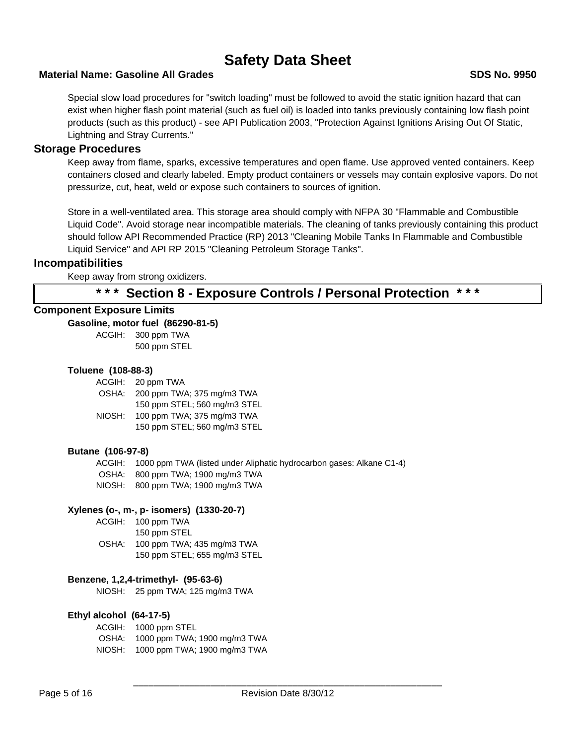Special slow load procedures for "switch loading" must be followed to avoid the static ignition hazard that can exist when higher flash point material (such as fuel oil) is loaded into tanks previously containing low flash point products (such as this product) - see API Publication 2003, "Protection Against Ignitions Arising Out Of Static, Lightning and Stray Currents."

### Storage Procedures

Keep away from flame, sparks, excessive temperatures and open flame. Use approved vented containers. Keep containers closed and clearly labeled. Empty product containers or vessels may contain explosive vapors. Do not pressurize, cut, heat, weld or expose such containers to sources of ignition.

Store in a well-ventilated area. This storage area should comply with NFPA 30 "Flammable and Combustible Liquid Code". Avoid storage near incompatible materials. The cleaning of tanks previously containing this product should follow API Recommended Practice (RP) 2013 "Cleaning Mobile Tanks In Flammable and Combustible Liquid Service" and API RP 2015 "Cleaning Petroleum Storage Tanks".

### Incompatibilities

Keep away from strong oxidizers.

## * * * Section 8 - Exposure Controls / Personal Protection * * *

### Component Exposure Limits

**Gasoline, motor fuel (86290-81-5)**

ACGIH: 300 ppm TWA
500 ppm STEL

**Toluene (108-88-3)**

ACGIH: 20 ppm TWA
OSHA: 200 ppm TWA; 375 mg/m3 TWA
150 ppm STEL; 560 mg/m3 STEL
NIOSH: 100 ppm TWA; 375 mg/m3 TWA
150 ppm STEL; 560 mg/m3 STEL

**Butane (106-97-8)**

ACGIH: 1000 ppm TWA (listed under Aliphatic hydrocarbon gases: Alkane C1-4)
OSHA: 800 ppm TWA; 1900 mg/m3 TWA
NIOSH: 800 ppm TWA; 1900 mg/m3 TWA

**Xylenes (o-, m-, p- isomers) (1330-20-7)**

ACGIH: 100 ppm TWA
150 ppm STEL
OSHA: 100 ppm TWA; 435 mg/m3 TWA
150 ppm STEL; 655 mg/m3 STEL

**Benzene, 1,2,4-trimethyl- (95-63-6)**

NIOSH: 25 ppm TWA; 125 mg/m3 TWA

**Ethyl alcohol (64-17-5)**

ACGIH: 1000 ppm STEL
OSHA: 1000 ppm TWA; 1900 mg/m3 TWA
NIOSH: 1000 ppm TWA; 1900 mg/m3 TWA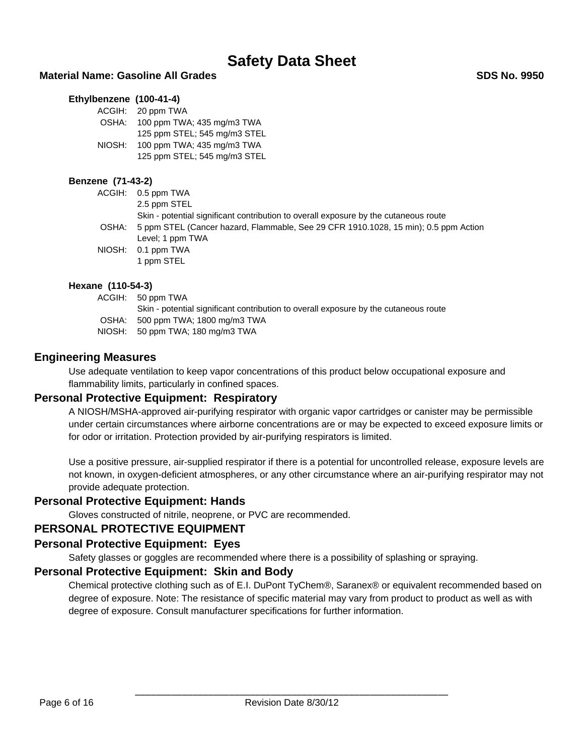**Ethylbenzene (100-41-4)**

| | |
|---|---|
| ACGIH: | 20 ppm TWA |
| OSHA: | 100 ppm TWA; 435 mg/m3 TWA<br>125 ppm STEL; 545 mg/m3 STEL |
| NIOSH: | 100 ppm TWA; 435 mg/m3 TWA<br>125 ppm STEL; 545 mg/m3 STEL |

**Benzene (71-43-2)**

| | |
|---|---|
| ACGIH: | 0.5 ppm TWA<br>2.5 ppm STEL<br>Skin - potential significant contribution to overall exposure by the cutaneous route |
| OSHA: | 5 ppm STEL (Cancer hazard, Flammable, See 29 CFR 1910.1028, 15 min); 0.5 ppm Action Level; 1 ppm TWA |
| NIOSH: | 0.1 ppm TWA<br>1 ppm STEL |

**Hexane (110-54-3)**

| | |
|---|---|
| ACGIH: | 50 ppm TWA<br>Skin - potential significant contribution to overall exposure by the cutaneous route |
| OSHA: | 500 ppm TWA; 1800 mg/m3 TWA |
| NIOSH: | 50 ppm TWA; 180 mg/m3 TWA |

## Engineering Measures

Use adequate ventilation to keep vapor concentrations of this product below occupational exposure and flammability limits, particularly in confined spaces.

## Personal Protective Equipment: Respiratory

A NIOSH/MSHA-approved air-purifying respirator with organic vapor cartridges or canister may be permissible under certain circumstances where airborne concentrations are or may be expected to exceed exposure limits or for odor or irritation. Protection provided by air-purifying respirators is limited.

Use a positive pressure, air-supplied respirator if there is a potential for uncontrolled release, exposure levels are not known, in oxygen-deficient atmospheres, or any other circumstance where an air-purifying respirator may not provide adequate protection.

## Personal Protective Equipment: Hands

Gloves constructed of nitrile, neoprene, or PVC are recommended.

## PERSONAL PROTECTIVE EQUIPMENT

## Personal Protective Equipment: Eyes

Safety glasses or goggles are recommended where there is a possibility of splashing or spraying.

## Personal Protective Equipment: Skin and Body

Chemical protective clothing such as of E.I. DuPont TyChem®, Saranex® or equivalent recommended based on degree of exposure. Note: The resistance of specific material may vary from product to product as well as with degree of exposure. Consult manufacturer specifications for further information.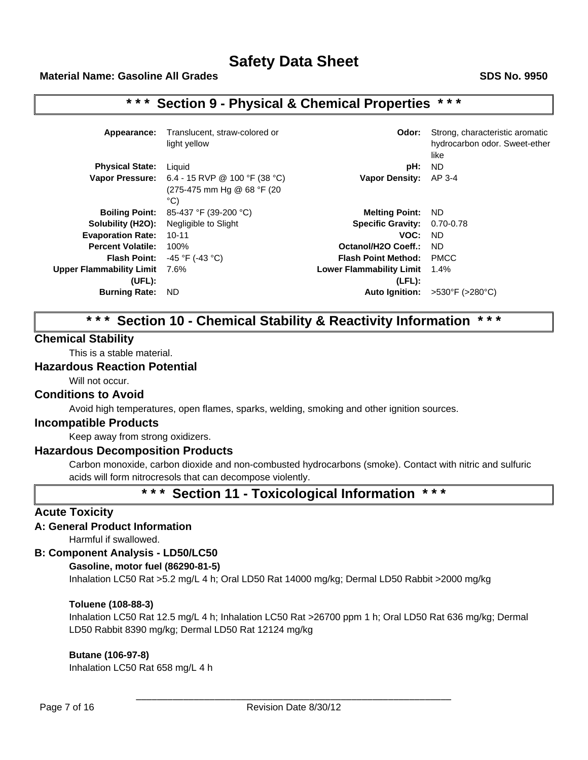# Safety Data Sheet

**Material Name: Gasoline All Grades** **SDS No. 9950**

## * * * Section 9 - Physical & Chemical Properties * * *

| | | | |
|---|---|---|---|
| **Appearance:** | Translucent, straw-colored or light yellow | **Odor:** | Strong, characteristic aromatic hydrocarbon odor. Sweet-ether like |
| **Physical State:** | Liquid | **pH:** | ND |
| **Vapor Pressure:** | 6.4 - 15 RVP @ 100 °F (38 °C) (275-475 mm Hg @ 68 °F (20 °C) | **Vapor Density:** | AP 3-4 |
| **Boiling Point:** | 85-437 °F (39-200 °C) | **Melting Point:** | ND |
| **Solubility (H2O):** | Negligible to Slight | **Specific Gravity:** | 0.70-0.78 |
| **Evaporation Rate:** | 10-11 | **VOC:** | ND |
| **Percent Volatile:** | 100% | **Octanol/H2O Coeff.:** | ND |
| **Flash Point:** | -45 °F (-43 °C) | **Flash Point Method:** | PMCC |
| **Upper Flammability Limit (UFL):** | 7.6% | **Lower Flammability Limit (LFL):** | 1.4% |
| **Burning Rate:** | ND | **Auto Ignition:** | >530°F (>280°C) |

## * * * Section 10 - Chemical Stability & Reactivity Information * * *

### Chemical Stability

This is a stable material.

### Hazardous Reaction Potential

Will not occur.

### Conditions to Avoid

Avoid high temperatures, open flames, sparks, welding, smoking and other ignition sources.

### Incompatible Products

Keep away from strong oxidizers.

### Hazardous Decomposition Products

Carbon monoxide, carbon dioxide and non-combusted hydrocarbons (smoke). Contact with nitric and sulfuric acids will form nitrocresols that can decompose violently.

## * * * Section 11 - Toxicological Information * * *

### Acute Toxicity

#### A: General Product Information

Harmful if swallowed.

#### B: Component Analysis - LD50/LC50

**Gasoline, motor fuel (86290-81-5)**

Inhalation LC50 Rat >5.2 mg/L 4 h; Oral LD50 Rat 14000 mg/kg; Dermal LD50 Rabbit >2000 mg/kg

**Toluene (108-88-3)**

Inhalation LC50 Rat 12.5 mg/L 4 h; Inhalation LC50 Rat >26700 ppm 1 h; Oral LD50 Rat 636 mg/kg; Dermal LD50 Rabbit 8390 mg/kg; Dermal LD50 Rat 12124 mg/kg

**Butane (106-97-8)**

Inhalation LC50 Rat 658 mg/L 4 h

Revision Date 8/30/12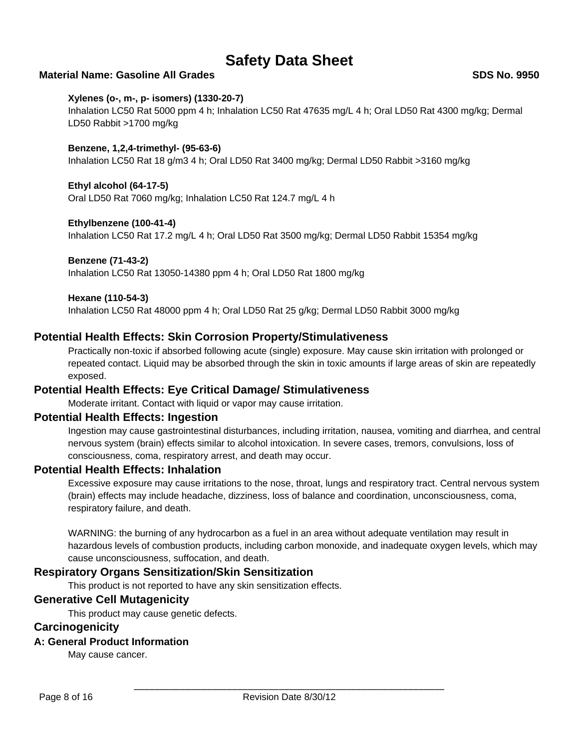**Xylenes (o-, m-, p- isomers) (1330-20-7)**

Inhalation LC50 Rat 5000 ppm 4 h; Inhalation LC50 Rat 47635 mg/L 4 h; Oral LD50 Rat 4300 mg/kg; Dermal LD50 Rabbit >1700 mg/kg

**Benzene, 1,2,4-trimethyl- (95-63-6)**

Inhalation LC50 Rat 18 g/m3 4 h; Oral LD50 Rat 3400 mg/kg; Dermal LD50 Rabbit >3160 mg/kg

**Ethyl alcohol (64-17-5)**

Oral LD50 Rat 7060 mg/kg; Inhalation LC50 Rat 124.7 mg/L 4 h

**Ethylbenzene (100-41-4)**

Inhalation LC50 Rat 17.2 mg/L 4 h; Oral LD50 Rat 3500 mg/kg; Dermal LD50 Rabbit 15354 mg/kg

**Benzene (71-43-2)**

Inhalation LC50 Rat 13050-14380 ppm 4 h; Oral LD50 Rat 1800 mg/kg

**Hexane (110-54-3)**

Inhalation LC50 Rat 48000 ppm 4 h; Oral LD50 Rat 25 g/kg; Dermal LD50 Rabbit 3000 mg/kg

## Potential Health Effects: Skin Corrosion Property/Stimulativeness

Practically non-toxic if absorbed following acute (single) exposure. May cause skin irritation with prolonged or repeated contact. Liquid may be absorbed through the skin in toxic amounts if large areas of skin are repeatedly exposed.

## Potential Health Effects: Eye Critical Damage/ Stimulativeness

Moderate irritant. Contact with liquid or vapor may cause irritation.

## Potential Health Effects: Ingestion

Ingestion may cause gastrointestinal disturbances, including irritation, nausea, vomiting and diarrhea, and central nervous system (brain) effects similar to alcohol intoxication. In severe cases, tremors, convulsions, loss of consciousness, coma, respiratory arrest, and death may occur.

## Potential Health Effects: Inhalation

Excessive exposure may cause irritations to the nose, throat, lungs and respiratory tract. Central nervous system (brain) effects may include headache, dizziness, loss of balance and coordination, unconsciousness, coma, respiratory failure, and death.

WARNING: the burning of any hydrocarbon as a fuel in an area without adequate ventilation may result in hazardous levels of combustion products, including carbon monoxide, and inadequate oxygen levels, which may cause unconsciousness, suffocation, and death.

## Respiratory Organs Sensitization/Skin Sensitization

This product is not reported to have any skin sensitization effects.

## Generative Cell Mutagenicity

This product may cause genetic defects.

## Carcinogenicity

## A: General Product Information

May cause cancer.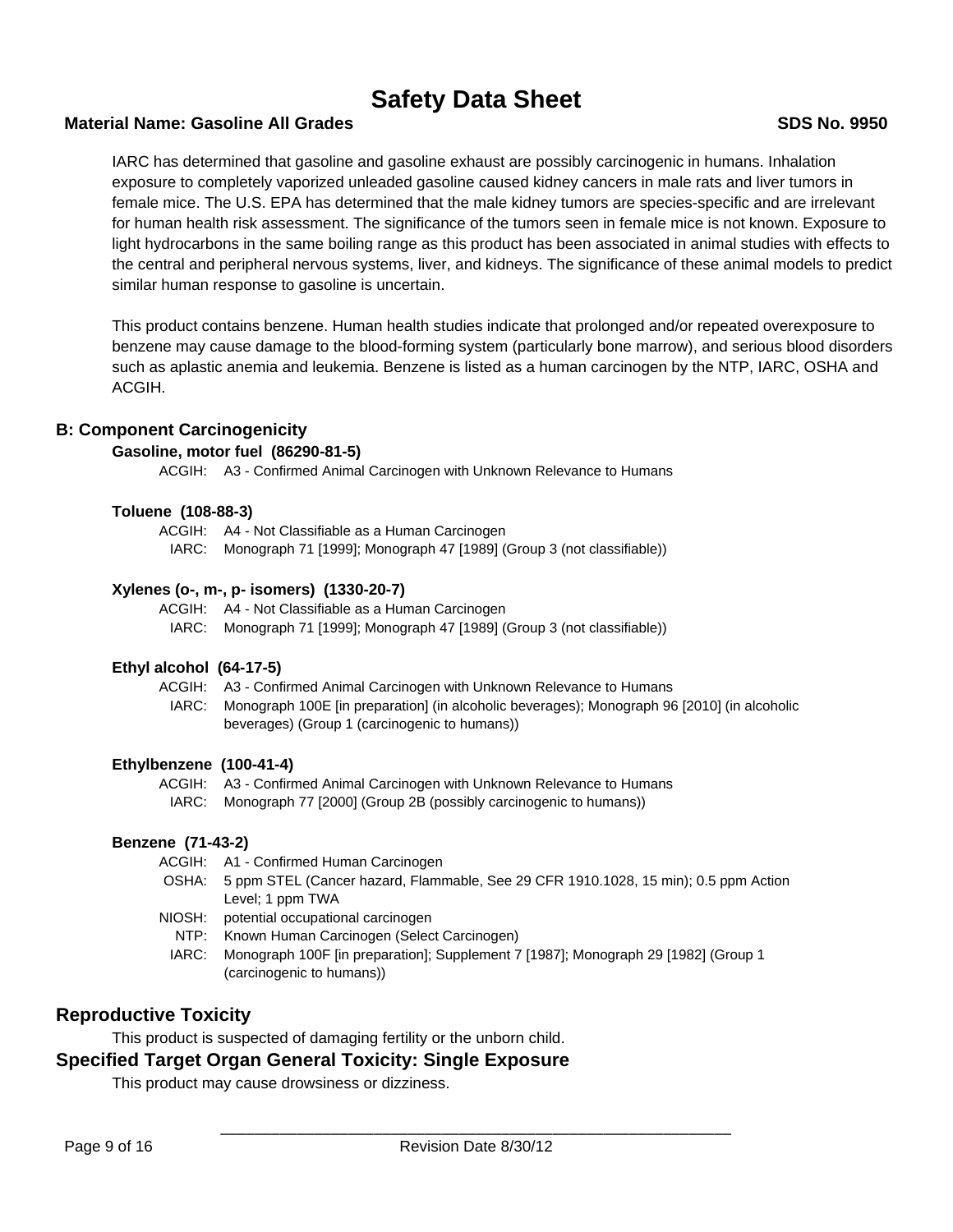IARC has determined that gasoline and gasoline exhaust are possibly carcinogenic in humans. Inhalation exposure to completely vaporized unleaded gasoline caused kidney cancers in male rats and liver tumors in female mice. The U.S. EPA has determined that the male kidney tumors are species-specific and are irrelevant for human health risk assessment. The significance of the tumors seen in female mice is not known. Exposure to light hydrocarbons in the same boiling range as this product has been associated in animal studies with effects to the central and peripheral nervous systems, liver, and kidneys. The significance of these animal models to predict similar human response to gasoline is uncertain.

This product contains benzene. Human health studies indicate that prolonged and/or repeated overexposure to benzene may cause damage to the blood-forming system (particularly bone marrow), and serious blood disorders such as aplastic anemia and leukemia. Benzene is listed as a human carcinogen by the NTP, IARC, OSHA and ACGIH.

## B: Component Carcinogenicity

**Gasoline, motor fuel (86290-81-5)**

ACGIH: A3 - Confirmed Animal Carcinogen with Unknown Relevance to Humans

**Toluene (108-88-3)**

ACGIH: A4 - Not Classifiable as a Human Carcinogen
IARC: Monograph 71 [1999]; Monograph 47 [1989] (Group 3 (not classifiable))

**Xylenes (o-, m-, p- isomers) (1330-20-7)**

ACGIH: A4 - Not Classifiable as a Human Carcinogen
IARC: Monograph 71 [1999]; Monograph 47 [1989] (Group 3 (not classifiable))

**Ethyl alcohol (64-17-5)**

ACGIH: A3 - Confirmed Animal Carcinogen with Unknown Relevance to Humans
IARC: Monograph 100E [in preparation] (in alcoholic beverages); Monograph 96 [2010] (in alcoholic beverages) (Group 1 (carcinogenic to humans))

**Ethylbenzene (100-41-4)**

ACGIH: A3 - Confirmed Animal Carcinogen with Unknown Relevance to Humans
IARC: Monograph 77 [2000] (Group 2B (possibly carcinogenic to humans))

**Benzene (71-43-2)**

ACGIH: A1 - Confirmed Human Carcinogen
OSHA: 5 ppm STEL (Cancer hazard, Flammable, See 29 CFR 1910.1028, 15 min); 0.5 ppm Action Level; 1 ppm TWA
NIOSH: potential occupational carcinogen
NTP: Known Human Carcinogen (Select Carcinogen)
IARC: Monograph 100F [in preparation]; Supplement 7 [1987]; Monograph 29 [1982] (Group 1 (carcinogenic to humans))

## Reproductive Toxicity

This product is suspected of damaging fertility or the unborn child.

## Specified Target Organ General Toxicity: Single Exposure

This product may cause drowsiness or dizziness.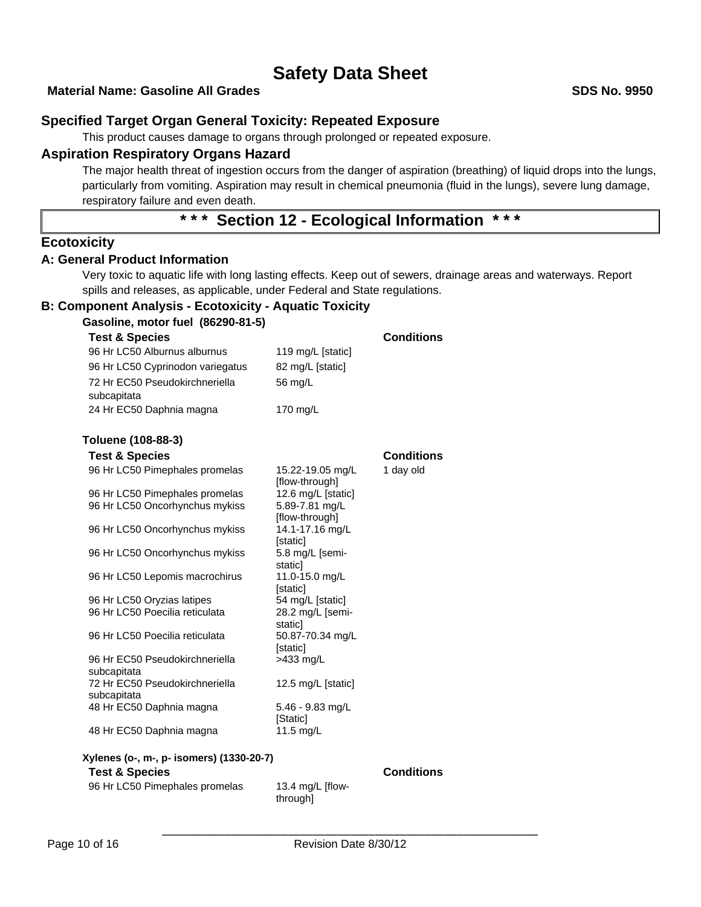### Specified Target Organ General Toxicity: Repeated Exposure

This product causes damage to organs through prolonged or repeated exposure.

### Aspiration Respiratory Organs Hazard

The major health threat of ingestion occurs from the danger of aspiration (breathing) of liquid drops into the lungs, particularly from vomiting. Aspiration may result in chemical pneumonia (fluid in the lungs), severe lung damage, respiratory failure and even death.

## * * * Section 12 - Ecological Information * * *

### Ecotoxicity

#### A: General Product Information

Very toxic to aquatic life with long lasting effects. Keep out of sewers, drainage areas and waterways. Report spills and releases, as applicable, under Federal and State regulations.

#### B: Component Analysis - Ecotoxicity - Aquatic Toxicity

**Gasoline, motor fuel (86290-81-5)**

| Test & Species | | Conditions |
|---|---|---|
| 96 Hr LC50 Alburnus alburnus | 119 mg/L [static] | |
| 96 Hr LC50 Cyprinodon variegatus | 82 mg/L [static] | |
| 72 Hr EC50 Pseudokirchneriella subcapitata | 56 mg/L | |
| 24 Hr EC50 Daphnia magna | 170 mg/L | |

**Toluene (108-88-3)**

| Test & Species | | Conditions |
|---|---|---|
| 96 Hr LC50 Pimephales promelas | 15.22-19.05 mg/L [flow-through] | 1 day old |
| 96 Hr LC50 Pimephales promelas | 12.6 mg/L [static] | |
| 96 Hr LC50 Oncorhynchus mykiss | 5.89-7.81 mg/L [flow-through] | |
| 96 Hr LC50 Oncorhynchus mykiss | 14.1-17.16 mg/L [static] | |
| 96 Hr LC50 Oncorhynchus mykiss | 5.8 mg/L [semi-static] | |
| 96 Hr LC50 Lepomis macrochirus | 11.0-15.0 mg/L [static] | |
| 96 Hr LC50 Oryzias latipes | 54 mg/L [static] | |
| 96 Hr LC50 Poecilia reticulata | 28.2 mg/L [semi-static] | |
| 96 Hr LC50 Poecilia reticulata | 50.87-70.34 mg/L [static] | |
| 96 Hr EC50 Pseudokirchneriella subcapitata | >433 mg/L | |
| 72 Hr EC50 Pseudokirchneriella subcapitata | 12.5 mg/L [static] | |
| 48 Hr EC50 Daphnia magna | 5.46 - 9.83 mg/L [Static] | |
| 48 Hr EC50 Daphnia magna | 11.5 mg/L | |

**Xylenes (o-, m-, p- isomers) (1330-20-7)**

| Test & Species | | Conditions |
|---|---|---|
| 96 Hr LC50 Pimephales promelas | 13.4 mg/L [flow-through] | |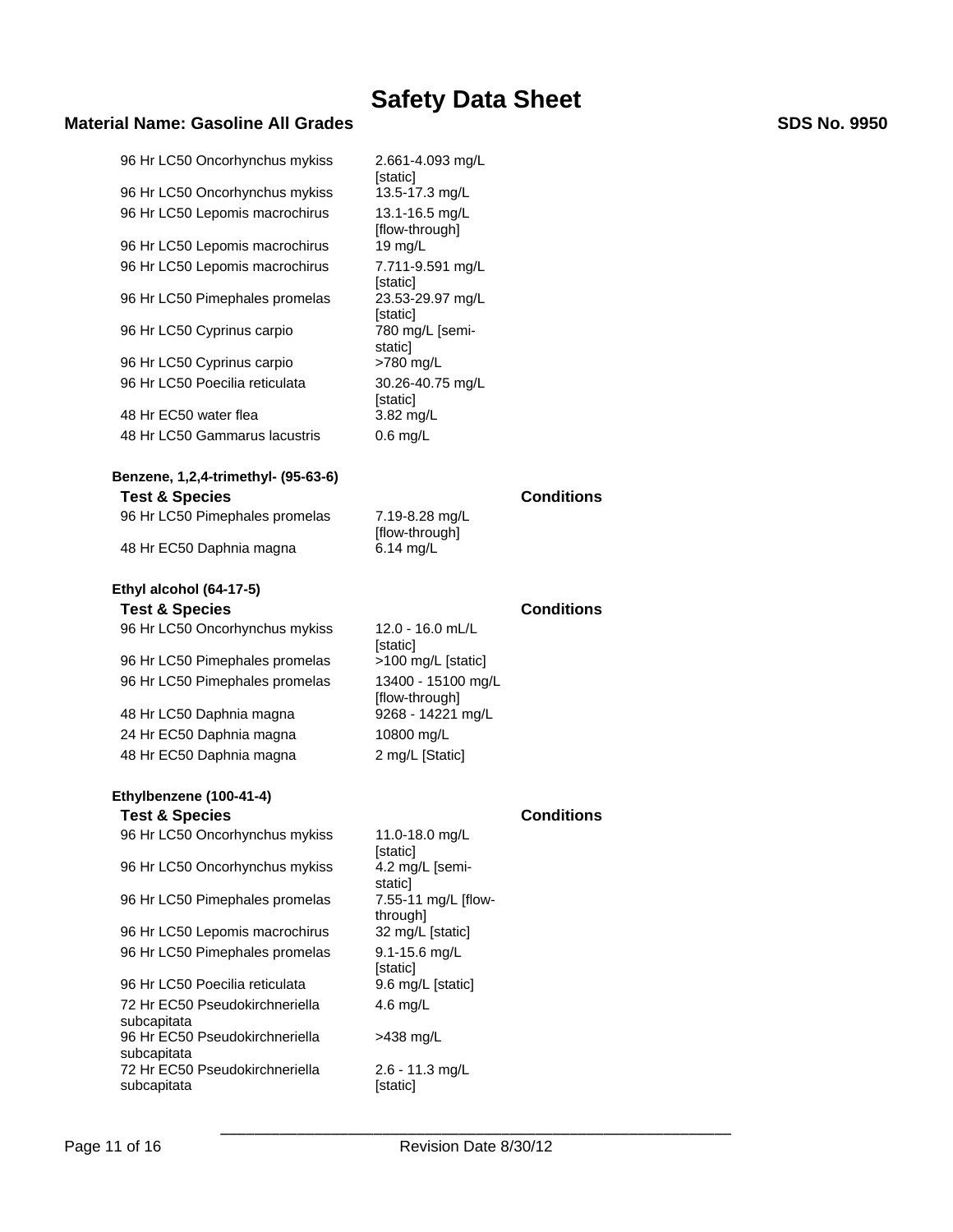| Test & Species | | Conditions |
|---|---|---|
| 96 Hr LC50 Oncorhynchus mykiss | 2.661-4.093 mg/L [static] | |
| 96 Hr LC50 Oncorhynchus mykiss | 13.5-17.3 mg/L | |
| 96 Hr LC50 Lepomis macrochirus | 13.1-16.5 mg/L [flow-through] | |
| 96 Hr LC50 Lepomis macrochirus | 19 mg/L | |
| 96 Hr LC50 Lepomis macrochirus | 7.711-9.591 mg/L [static] | |
| 96 Hr LC50 Pimephales promelas | 23.53-29.97 mg/L [static] | |
| 96 Hr LC50 Cyprinus carpio | 780 mg/L [semi-static] | |
| 96 Hr LC50 Cyprinus carpio | >780 mg/L | |
| 96 Hr LC50 Poecilia reticulata | 30.26-40.75 mg/L [static] | |
| 48 Hr EC50 water flea | 3.82 mg/L | |
| 48 Hr LC50 Gammarus lacustris | 0.6 mg/L | |

**Benzene, 1,2,4-trimethyl- (95-63-6)**

| Test & Species | | Conditions |
|---|---|---|
| 96 Hr LC50 Pimephales promelas | 7.19-8.28 mg/L [flow-through] | |
| 48 Hr EC50 Daphnia magna | 6.14 mg/L | |

**Ethyl alcohol (64-17-5)**

| Test & Species | | Conditions |
|---|---|---|
| 96 Hr LC50 Oncorhynchus mykiss | 12.0 - 16.0 mL/L [static] | |
| 96 Hr LC50 Pimephales promelas | >100 mg/L [static] | |
| 96 Hr LC50 Pimephales promelas | 13400 - 15100 mg/L [flow-through] | |
| 48 Hr LC50 Daphnia magna | 9268 - 14221 mg/L | |
| 24 Hr EC50 Daphnia magna | 10800 mg/L | |
| 48 Hr EC50 Daphnia magna | 2 mg/L [Static] | |

**Ethylbenzene (100-41-4)**

| Test & Species | | Conditions |
|---|---|---|
| 96 Hr LC50 Oncorhynchus mykiss | 11.0-18.0 mg/L [static] | |
| 96 Hr LC50 Oncorhynchus mykiss | 4.2 mg/L [semi-static] | |
| 96 Hr LC50 Pimephales promelas | 7.55-11 mg/L [flow-through] | |
| 96 Hr LC50 Lepomis macrochirus | 32 mg/L [static] | |
| 96 Hr LC50 Pimephales promelas | 9.1-15.6 mg/L [static] | |
| 96 Hr LC50 Poecilia reticulata | 9.6 mg/L [static] | |
| 72 Hr EC50 Pseudokirchneriella subcapitata | 4.6 mg/L | |
| 96 Hr EC50 Pseudokirchneriella subcapitata | >438 mg/L | |
| 72 Hr EC50 Pseudokirchneriella subcapitata | 2.6 - 11.3 mg/L [static] | |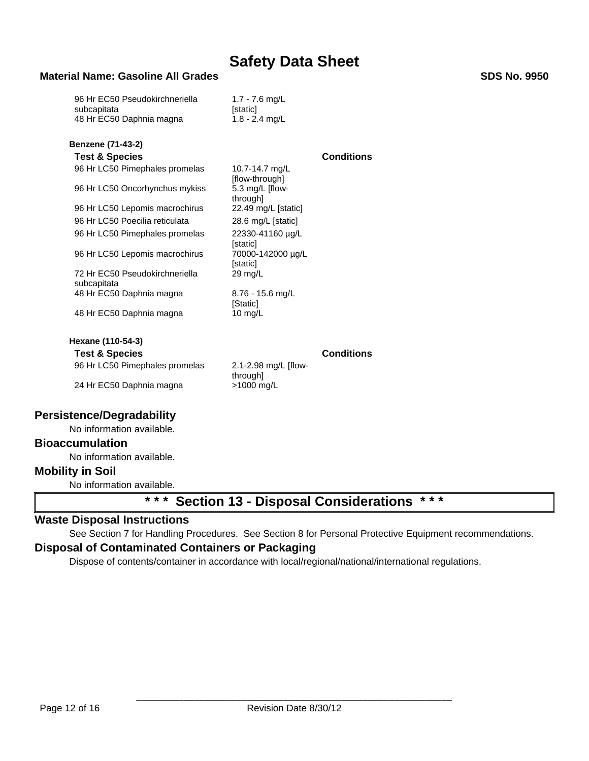| | |
|---|---|
| 96 Hr EC50 Pseudokirchneriella subcapitata | 1.7 - 7.6 mg/L [static] |
| 48 Hr EC50 Daphnia magna | 1.8 - 2.4 mg/L |

**Benzene (71-43-2)**

| Test & Species | | Conditions |
|---|---|---|
| 96 Hr LC50 Pimephales promelas | 10.7-14.7 mg/L [flow-through] | |
| 96 Hr LC50 Oncorhynchus mykiss | 5.3 mg/L [flow-through] | |
| 96 Hr LC50 Lepomis macrochirus | 22.49 mg/L [static] | |
| 96 Hr LC50 Poecilia reticulata | 28.6 mg/L [static] | |
| 96 Hr LC50 Pimephales promelas | 22330-41160 µg/L [static] | |
| 96 Hr LC50 Lepomis macrochirus | 70000-142000 µg/L [static] | |
| 72 Hr EC50 Pseudokirchneriella subcapitata | 29 mg/L | |
| 48 Hr EC50 Daphnia magna | 8.76 - 15.6 mg/L [Static] | |
| 48 Hr EC50 Daphnia magna | 10 mg/L | |

**Hexane (110-54-3)**

| Test & Species | | Conditions |
|---|---|---|
| 96 Hr LC50 Pimephales promelas | 2.1-2.98 mg/L [flow-through] | |
| 24 Hr EC50 Daphnia magna | >1000 mg/L | |

## Persistence/Degradability

No information available.

## Bioaccumulation

No information available.

## Mobility in Soil

No information available.

# * * * Section 13 - Disposal Considerations * * *

## Waste Disposal Instructions

See Section 7 for Handling Procedures. See Section 8 for Personal Protective Equipment recommendations.

## Disposal of Contaminated Containers or Packaging

Dispose of contents/container in accordance with local/regional/national/international regulations.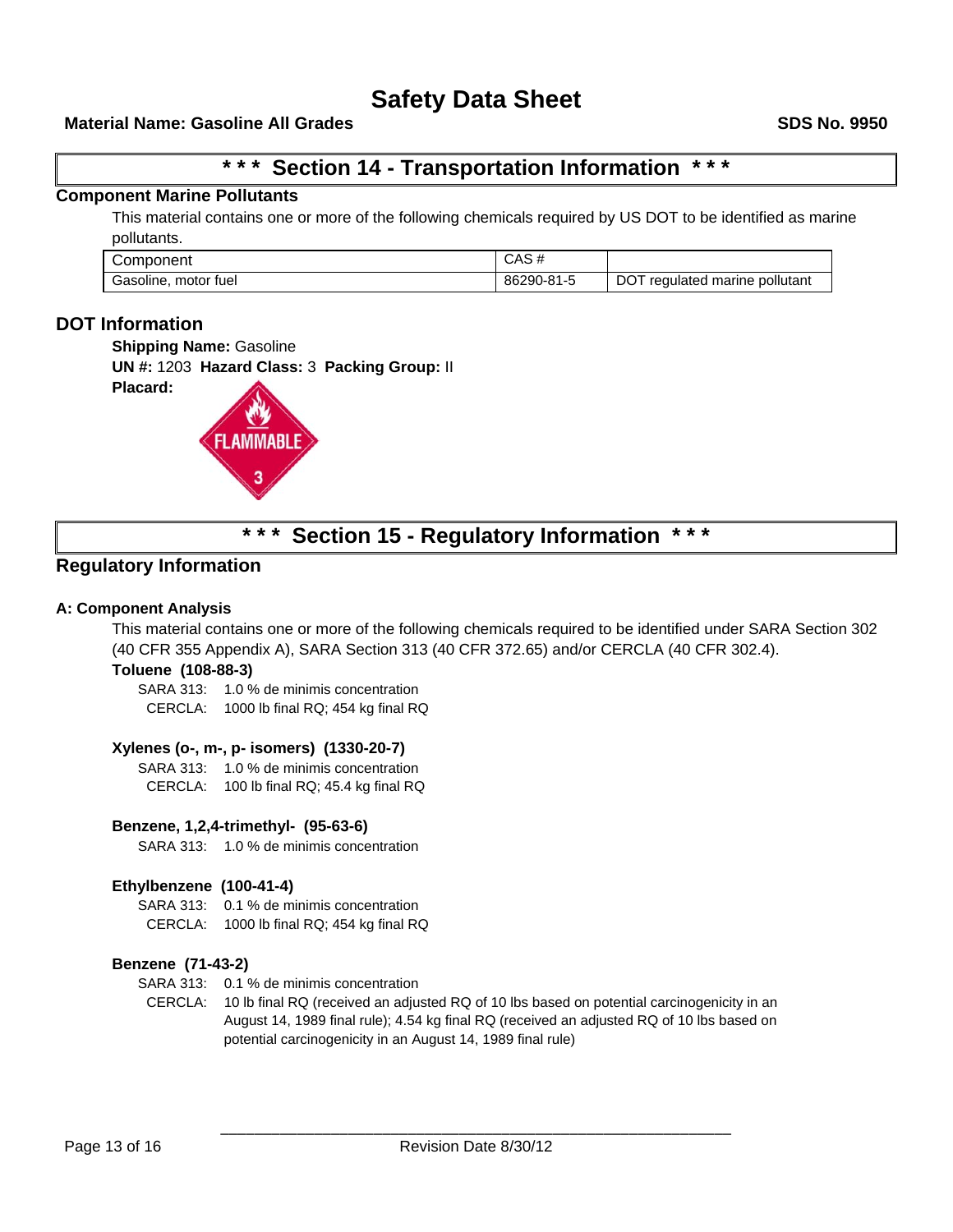# Safety Data Sheet

**Material Name: Gasoline All Grades** **SDS No. 9950**

## * * * Section 14 - Transportation Information * * *

### Component Marine Pollutants

This material contains one or more of the following chemicals required by US DOT to be identified as marine pollutants.

| Component | CAS # | |
|---|---|---|
| Gasoline, motor fuel | 86290-81-5 | DOT regulated marine pollutant |

### DOT Information

**Shipping Name:** Gasoline

**UN #:** 1203 **Hazard Class:** 3 **Packing Group:** II

**Placard:**

FLAMMABLE 3

## * * * Section 15 - Regulatory Information * * *

### Regulatory Information

#### A: Component Analysis

This material contains one or more of the following chemicals required to be identified under SARA Section 302 (40 CFR 355 Appendix A), SARA Section 313 (40 CFR 372.65) and/or CERCLA (40 CFR 302.4).

**Toluene (108-88-3)**

SARA 313: 1.0 % de minimis concentration
CERCLA: 1000 lb final RQ; 454 kg final RQ

**Xylenes (o-, m-, p- isomers) (1330-20-7)**

SARA 313: 1.0 % de minimis concentration
CERCLA: 100 lb final RQ; 45.4 kg final RQ

**Benzene, 1,2,4-trimethyl- (95-63-6)**

SARA 313: 1.0 % de minimis concentration

**Ethylbenzene (100-41-4)**

SARA 313: 0.1 % de minimis concentration
CERCLA: 1000 lb final RQ; 454 kg final RQ

**Benzene (71-43-2)**

SARA 313: 0.1 % de minimis concentration
CERCLA: 10 lb final RQ (received an adjusted RQ of 10 lbs based on potential carcinogenicity in an August 14, 1989 final rule); 4.54 kg final RQ (received an adjusted RQ of 10 lbs based on potential carcinogenicity in an August 14, 1989 final rule)

Revision Date 8/30/12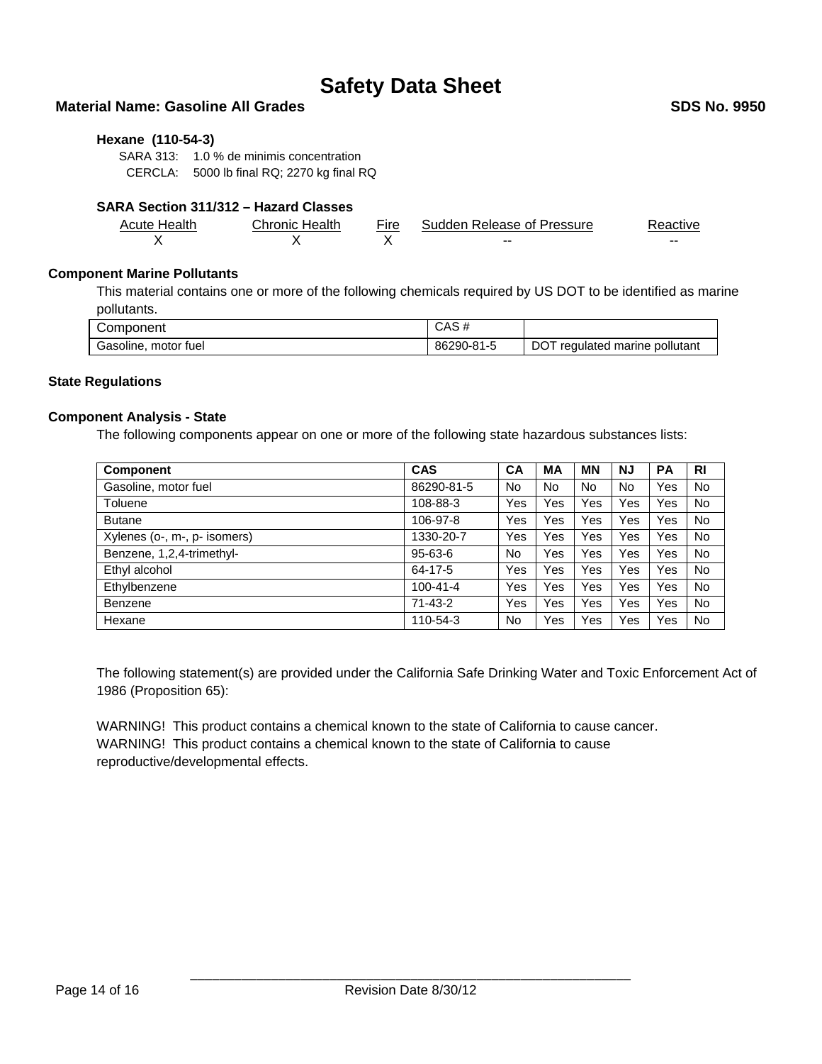**Hexane (110-54-3)**

SARA 313: 1.0 % de minimis concentration
CERCLA: 5000 lb final RQ; 2270 kg final RQ

**SARA Section 311/312 – Hazard Classes**

| Acute Health | Chronic Health | Fire | Sudden Release of Pressure | Reactive |
|---|---|---|---|---|
| X | X | X | -- | -- |

### Component Marine Pollutants

This material contains one or more of the following chemicals required by US DOT to be identified as marine pollutants.

| Component | CAS # | |
|---|---|---|
| Gasoline, motor fuel | 86290-81-5 | DOT regulated marine pollutant |

### State Regulations

### Component Analysis - State

The following components appear on one or more of the following state hazardous substances lists:

| Component | CAS | CA | MA | MN | NJ | PA | RI |
|---|---|---|---|---|---|---|---|
| Gasoline, motor fuel | 86290-81-5 | No | No | No | No | Yes | No |
| Toluene | 108-88-3 | Yes | Yes | Yes | Yes | Yes | No |
| Butane | 106-97-8 | Yes | Yes | Yes | Yes | Yes | No |
| Xylenes (o-, m-, p- isomers) | 1330-20-7 | Yes | Yes | Yes | Yes | Yes | No |
| Benzene, 1,2,4-trimethyl- | 95-63-6 | No | Yes | Yes | Yes | Yes | No |
| Ethyl alcohol | 64-17-5 | Yes | Yes | Yes | Yes | Yes | No |
| Ethylbenzene | 100-41-4 | Yes | Yes | Yes | Yes | Yes | No |
| Benzene | 71-43-2 | Yes | Yes | Yes | Yes | Yes | No |
| Hexane | 110-54-3 | No | Yes | Yes | Yes | Yes | No |

The following statement(s) are provided under the California Safe Drinking Water and Toxic Enforcement Act of 1986 (Proposition 65):

WARNING! This product contains a chemical known to the state of California to cause cancer.
WARNING! This product contains a chemical known to the state of California to cause reproductive/developmental effects.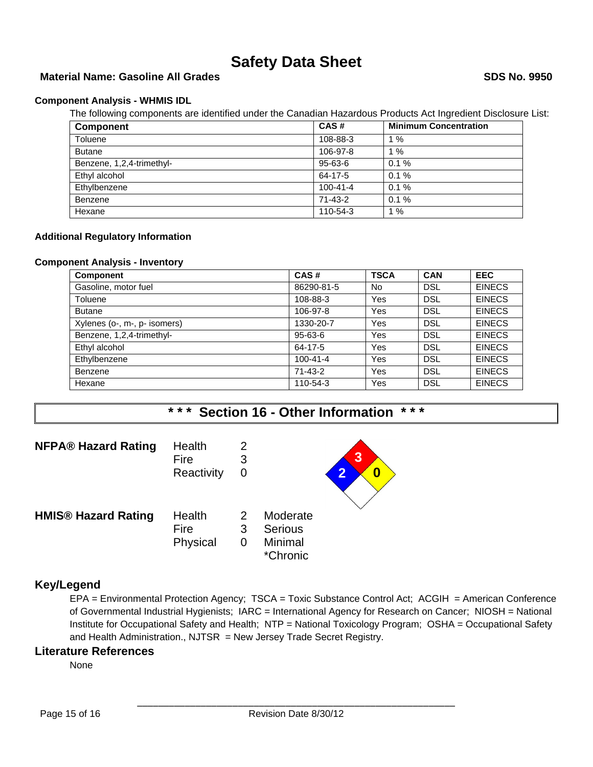# Safety Data Sheet

**Material Name: Gasoline All Grades** **SDS No. 9950**

### Component Analysis - WHMIS IDL

The following components are identified under the Canadian Hazardous Products Act Ingredient Disclosure List:

| Component | CAS # | Minimum Concentration |
|---|---|---|
| Toluene | 108-88-3 | 1 % |
| Butane | 106-97-8 | 1 % |
| Benzene, 1,2,4-trimethyl- | 95-63-6 | 0.1 % |
| Ethyl alcohol | 64-17-5 | 0.1 % |
| Ethylbenzene | 100-41-4 | 0.1 % |
| Benzene | 71-43-2 | 0.1 % |
| Hexane | 110-54-3 | 1 % |

### Additional Regulatory Information

### Component Analysis - Inventory

| Component | CAS # | TSCA | CAN | EEC |
|---|---|---|---|---|
| Gasoline, motor fuel | 86290-81-5 | No | DSL | EINECS |
| Toluene | 108-88-3 | Yes | DSL | EINECS |
| Butane | 106-97-8 | Yes | DSL | EINECS |
| Xylenes (o-, m-, p- isomers) | 1330-20-7 | Yes | DSL | EINECS |
| Benzene, 1,2,4-trimethyl- | 95-63-6 | Yes | DSL | EINECS |
| Ethyl alcohol | 64-17-5 | Yes | DSL | EINECS |
| Ethylbenzene | 100-41-4 | Yes | DSL | EINECS |
| Benzene | 71-43-2 | Yes | DSL | EINECS |
| Hexane | 110-54-3 | Yes | DSL | EINECS |

## * * * Section 16 - Other Information * * *

**NFPA® Hazard Rating**

| | | |
|---|---|---|
| Health | 2 | |
| Fire | 3 | |
| Reactivity | 0 | |

**HMIS® Hazard Rating**

| | | |
|---|---|---|
| Health | 2 | Moderate |
| Fire | 3 | Serious |
| Physical | 0 | Minimal |
| | | *Chronic |

### Key/Legend

EPA = Environmental Protection Agency; TSCA = Toxic Substance Control Act; ACGIH = American Conference of Governmental Industrial Hygienists; IARC = International Agency for Research on Cancer; NIOSH = National Institute for Occupational Safety and Health; NTP = National Toxicology Program; OSHA = Occupational Safety and Health Administration., NJTSR = New Jersey Trade Secret Registry.

### Literature References

None

Revision Date 8/30/12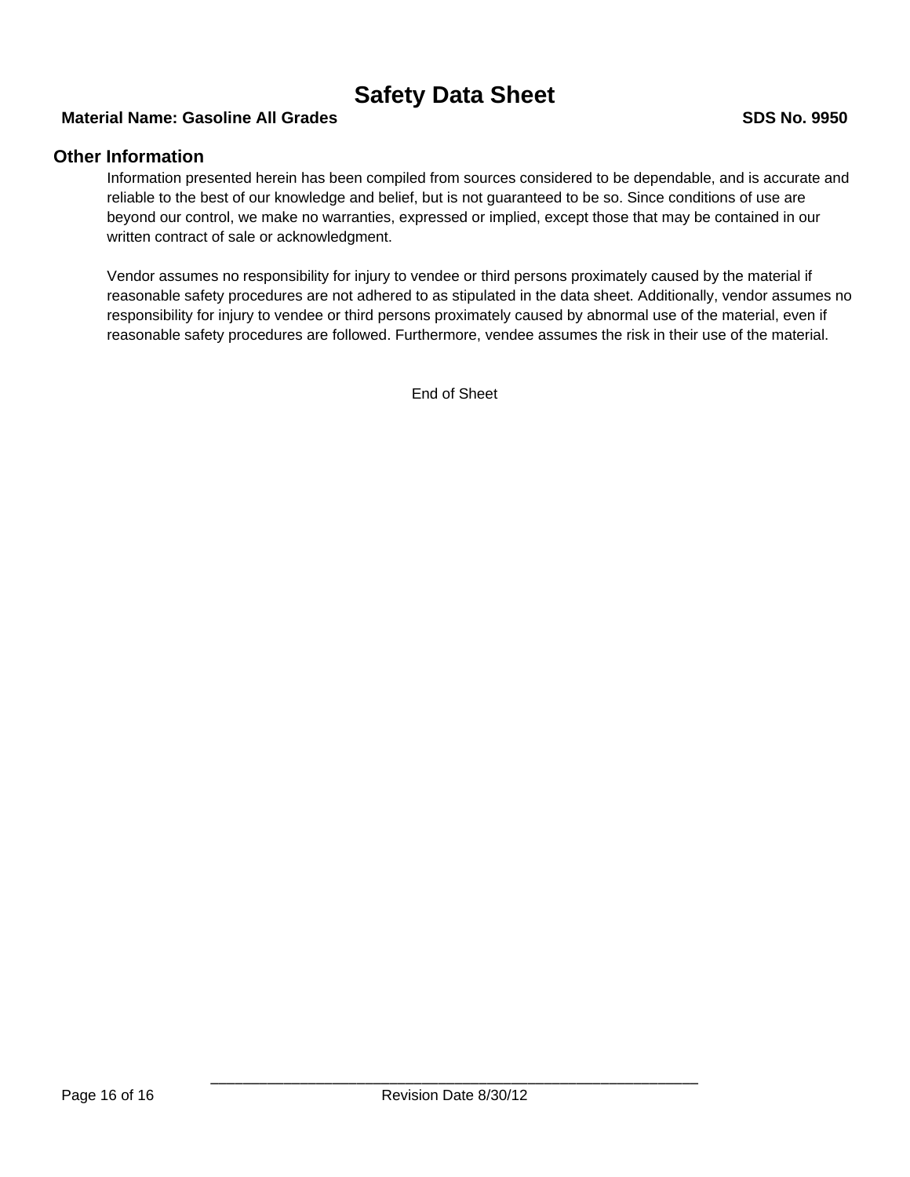## Other Information

Information presented herein has been compiled from sources considered to be dependable, and is accurate and reliable to the best of our knowledge and belief, but is not guaranteed to be so. Since conditions of use are beyond our control, we make no warranties, expressed or implied, except those that may be contained in our written contract of sale or acknowledgment.

Vendor assumes no responsibility for injury to vendee or third persons proximately caused by the material if reasonable safety procedures are not adhered to as stipulated in the data sheet. Additionally, vendor assumes no responsibility for injury to vendee or third persons proximately caused by abnormal use of the material, even if reasonable safety procedures are followed. Furthermore, vendee assumes the risk in their use of the material.

End of Sheet